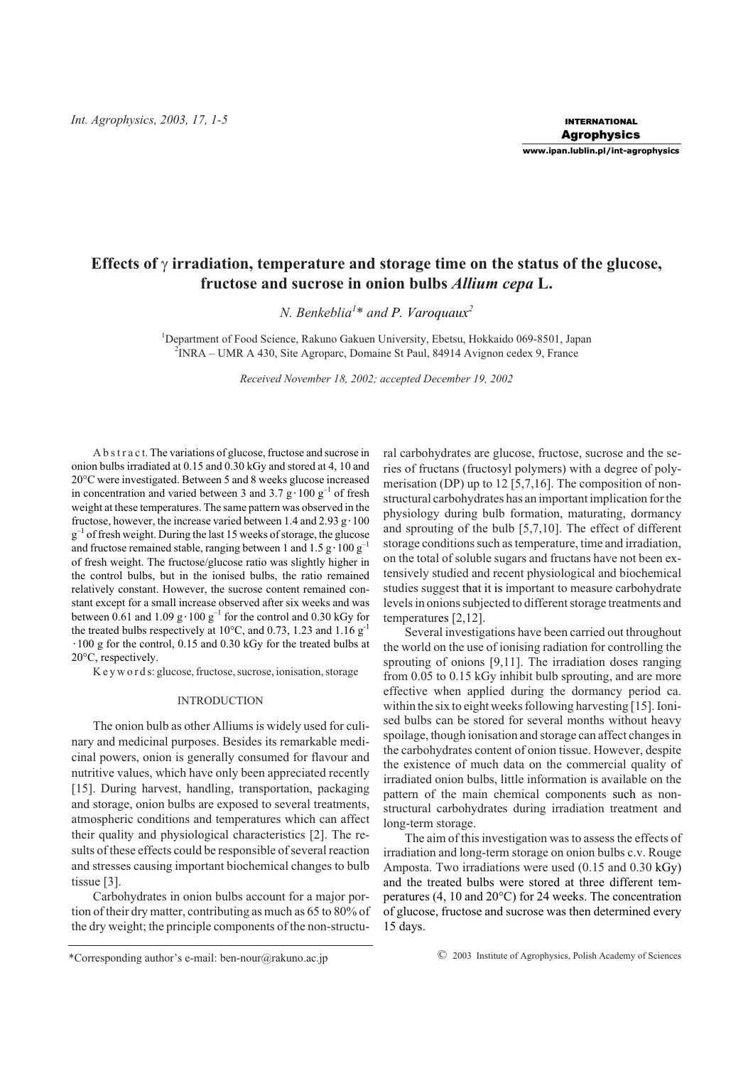# Effects of $\gamma$ irradiation, temperature and storage time on the status of the glucose, fructose and sucrose in onion bulbs *Allium cepa* L.

*N. Benkeblia*[1]* *and P. Varoquaux*[2]

[1]Department of Food Science, Rakuno Gakuen University, Ebetsu, Hokkaido 069-8501, Japan
[2]INRA – UMR A 430, Site Agroparc, Domaine St Paul, 84914 Avignon cedex 9, France

*Received November 18, 2002; accepted December 19, 2002*

A b s t r a c t. The variations of glucose, fructose and sucrose in onion bulbs irradiated at 0.15 and 0.30 kGy and stored at 4, 10 and 20°C were investigated. Between 5 and 8 weeks glucose increased in concentration and varied between 3 and 3.7 $g \cdot 100\ g^{-1}$ of fresh weight at these temperatures. The same pattern was observed in the fructose, however, the increase varied between 1.4 and 2.93 $g \cdot 100\ g^{-1}$ of fresh weight. During the last 15 weeks of storage, the glucose and fructose remained stable, ranging between 1 and 1.5 $g \cdot 100\ g^{-1}$ of fresh weight. The fructose/glucose ratio was slightly higher in the control bulbs, but in the ionised bulbs, the ratio remained relatively constant. However, the sucrose content remained constant except for a small increase observed after six weeks and was between 0.61 and 1.09 $g \cdot 100\ g^{-1}$ for the control and 0.30 kGy for the treated bulbs respectively at 10°C, and 0.73, 1.23 and 1.16 $g^{-1} \cdot 100$ g for the control, 0.15 and 0.30 kGy for the treated bulbs at 20°C, respectively.

K e y w o r d s: glucose, fructose, sucrose, ionisation, storage

## INTRODUCTION

The onion bulb as other Alliums is widely used for culinary and medicinal purposes. Besides its remarkable medicinal powers, onion is generally consumed for flavour and nutritive values, which have only been appreciated recently [15]. During harvest, handling, transportation, packaging and storage, onion bulbs are exposed to several treatments, atmospheric conditions and temperatures which can affect their quality and physiological characteristics [2]. The results of these effects could be responsible of several reaction and stresses causing important biochemical changes to bulb tissue [3].

Carbohydrates in onion bulbs account for a major portion of their dry matter, contributing as much as 65 to 80% of the dry weight; the principle components of the non-structural carbohydrates are glucose, fructose, sucrose and the series of fructans (fructosyl polymers) with a degree of polymerisation (DP) up to 12 [5,7,16]. The composition of non-structural carbohydrates has an important implication for the physiology during bulb formation, maturating, dormancy and sprouting of the bulb [5,7,10]. The effect of different storage conditions such as temperature, time and irradiation, on the total of soluble sugars and fructans have not been extensively studied and recent physiological and biochemical studies suggest that it is important to measure carbohydrate levels in onions subjected to different storage treatments and temperatures [2,12].

Several investigations have been carried out throughout the world on the use of ionising radiation for controlling the sprouting of onions [9,11]. The irradiation doses ranging from 0.05 to 0.15 kGy inhibit bulb sprouting, and are more effective when applied during the dormancy period ca. within the six to eight weeks following harvesting [15]. Ionised bulbs can be stored for several months without heavy spoilage, though ionisation and storage can affect changes in the carbohydrates content of onion tissue. However, despite the existence of much data on the commercial quality of irradiated onion bulbs, little information is available on the pattern of the main chemical components such as non-structural carbohydrates during irradiation treatment and long-term storage.

The aim of this investigation was to assess the effects of irradiation and long-term storage on onion bulbs c.v. Rouge Amposta. Two irradiations were used (0.15 and 0.30 kGy) and the treated bulbs were stored at three different temperatures (4, 10 and 20°C) for 24 weeks. The concentration of glucose, fructose and sucrose was then determined every 15 days.

*Corresponding author's e-mail: ben-nour@rakuno.ac.jp

© 2003 Institute of Agrophysics, Polish Academy of Sciences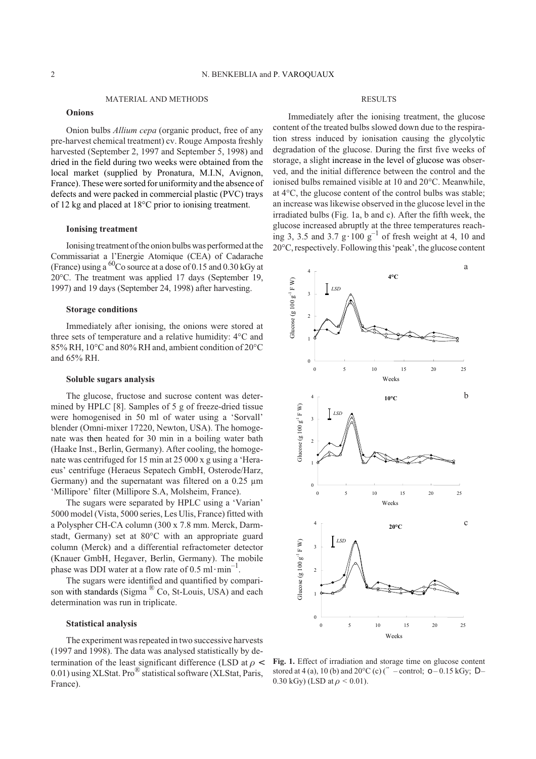## MATERIAL AND METHODS

### Onions

Onion bulbs *Allium cepa* (organic product, free of any pre-harvest chemical treatment) cv. Rouge Amposta freshly harvested (September 2, 1997 and September 5, 1998) and dried in the field during two weeks were obtained from the local market (supplied by Pronatura, M.I.N, Avignon, France). These were sorted for uniformity and the absence of defects and were packed in commercial plastic (PVC) trays of 12 kg and placed at 18°C prior to ionising treatment.

### Ionising treatment

Ionising treatment of the onion bulbs was performed at the Commissariat a l'Energie Atomique (CEA) of Cadarache (France) using a $^{60}$Co source at a dose of 0.15 and 0.30 kGy at 20°C. The treatment was applied 17 days (September 19, 1997) and 19 days (September 24, 1998) after harvesting.

### Storage conditions

Immediately after ionising, the onions were stored at three sets of temperature and a relative humidity: 4°C and 85% RH, 10°C and 80% RH and, ambient condition of 20°C and 65% RH.

### Soluble sugars analysis

The glucose, fructose and sucrose content was determined by HPLC [8]. Samples of 5 g of freeze-dried tissue were homogenised in 50 ml of water using a 'Sorvall' blender (Omni-mixer 17220, Newton, USA). The homogenate was then heated for 30 min in a boiling water bath (Haake Inst., Berlin, Germany). After cooling, the homogenate was centrifuged for 15 min at 25 000 x g using a 'Heraeus' centrifuge (Heraeus Sepatech GmbH, Osterode/Harz, Germany) and the supernatant was filtered on a 0.25 µm 'Millipore' filter (Millipore S.A, Molsheim, France).

The sugars were separated by HPLC using a 'Varian' 5000 model (Vista, 5000 series, Les Ulis, France) fitted with a Polyspher CH-CA column (300 x 7.8 mm. Merck, Darmstadt, Germany) set at 80°C with an appropriate guard column (Merck) and a differential refractometer detector (Knauer GmbH, Hegaver, Berlin, Germany). The mobile phase was DDI water at a flow rate of 0.5 ml·min$^{-1}$.

The sugars were identified and quantified by comparison with standards (Sigma ® Co, St-Louis, USA) and each determination was run in triplicate.

### Statistical analysis

The experiment was repeated in two successive harvests (1997 and 1998). The data was analysed statistically by determination of the least significant difference (LSD at $\rho < 0.01$) using XLStat. Pro® statistical software (XLStat, Paris, France).

## RESULTS

Immediately after the ionising treatment, the glucose content of the treated bulbs slowed down due to the respiration stress induced by ionisation causing the glycolytic degradation of the glucose. During the first five weeks of storage, a slight increase in the level of glucose was observed, and the initial difference between the control and the ionised bulbs remained visible at 10 and 20°C. Meanwhile, at 4°C, the glucose content of the control bulbs was stable; an increase was likewise observed in the glucose level in the irradiated bulbs (Fig. 1a, b and c). After the fifth week, the glucose increased abruptly at the three temperatures reaching 3, 3.5 and 3.7 g·100 g$^{-1}$ of fresh weight at 4, 10 and 20°C, respectively. Following this 'peak', the glucose content

**Fig. 1.** Effect of irradiation and storage time on glucose content stored at 4 (a), 10 (b) and 20°C (c) (¨ – control; o – 0.15 kGy; D – 0.30 kGy) (LSD at $\rho < 0.01$).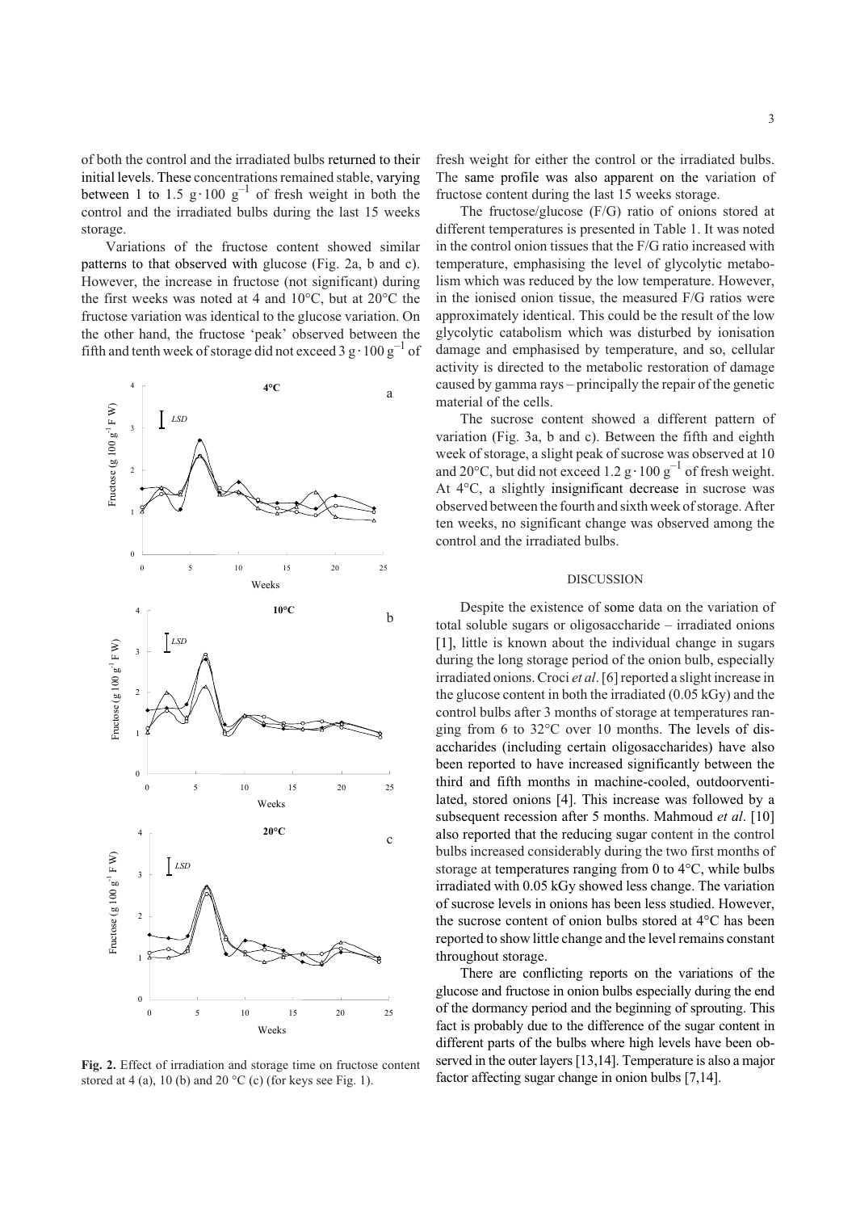of both the control and the irradiated bulbs returned to their initial levels. These concentrations remained stable, varying between 1 to 1.5 $g \cdot 100\ g^{-1}$ of fresh weight in both the control and the irradiated bulbs during the last 15 weeks storage.

Variations of the fructose content showed similar patterns to that observed with glucose (Fig. 2a, b and c). However, the increase in fructose (not significant) during the first weeks was noted at 4 and 10°C, but at 20°C the fructose variation was identical to the glucose variation. On the other hand, the fructose 'peak' observed between the fifth and tenth week of storage did not exceed 3 $g \cdot 100\ g^{-1}$ of fresh weight for either the control or the irradiated bulbs. The same profile was also apparent on the variation of fructose content during the last 15 weeks storage.

**Fig. 2.** Effect of irradiation and storage time on fructose content stored at 4 (a), 10 (b) and 20 °C (c) (for keys see Fig. 1).

The fructose/glucose (F/G) ratio of onions stored at different temperatures is presented in Table 1. It was noted in the control onion tissues that the F/G ratio increased with temperature, emphasising the level of glycolytic metabolism which was reduced by the low temperature. However, in the ionised onion tissue, the measured F/G ratios were approximately identical. This could be the result of the low glycolytic catabolism which was disturbed by ionisation damage and emphasised by temperature, and so, cellular activity is directed to the metabolic restoration of damage caused by gamma rays – principally the repair of the genetic material of the cells.

The sucrose content showed a different pattern of variation (Fig. 3a, b and c). Between the fifth and eighth week of storage, a slight peak of sucrose was observed at 10 and 20°C, but did not exceed 1.2 $g \cdot 100\ g^{-1}$ of fresh weight. At 4°C, a slightly insignificant decrease in sucrose was observed between the fourth and sixth week of storage. After ten weeks, no significant change was observed among the control and the irradiated bulbs.

## DISCUSSION

Despite the existence of some data on the variation of total soluble sugars or oligosaccharide – irradiated onions [1], little is known about the individual change in sugars during the long storage period of the onion bulb, especially irradiated onions. Croci *et al*. [6] reported a slight increase in the glucose content in both the irradiated (0.05 kGy) and the control bulbs after 3 months of storage at temperatures ranging from 6 to 32°C over 10 months. The levels of disaccharides (including certain oligosaccharides) have also been reported to have increased significantly between the third and fifth months in machine-cooled, outdoorventilated, stored onions [4]. This increase was followed by a subsequent recession after 5 months. Mahmoud *et al*. [10] also reported that the reducing sugar content in the control bulbs increased considerably during the two first months of storage at temperatures ranging from 0 to 4°C, while bulbs irradiated with 0.05 kGy showed less change. The variation of sucrose levels in onions has been less studied. However, the sucrose content of onion bulbs stored at 4°C has been reported to show little change and the level remains constant throughout storage.

There are conflicting reports on the variations of the glucose and fructose in onion bulbs especially during the end of the dormancy period and the beginning of sprouting. This fact is probably due to the difference of the sugar content in different parts of the bulbs where high levels have been observed in the outer layers [13,14]. Temperature is also a major factor affecting sugar change in onion bulbs [7,14].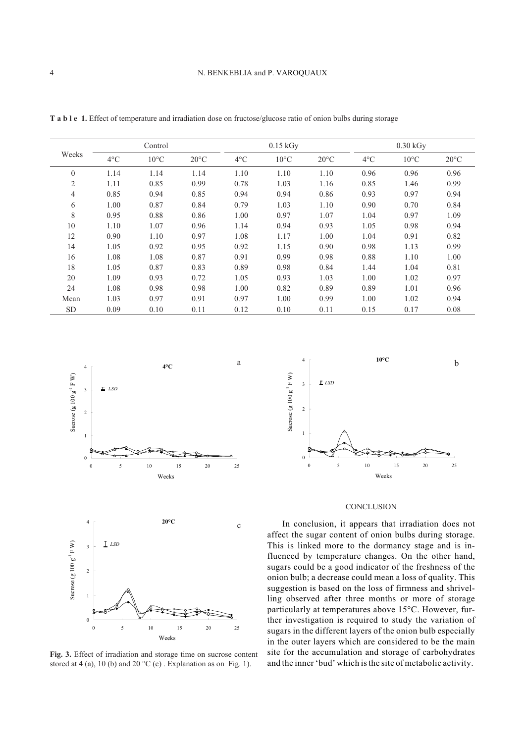**Table 1.** Effect of temperature and irradiation dose on fructose/glucose ratio of onion bulbs during storage

| Weeks | Control | | | 0.15 kGy | | | 0.30 kGy | | |
|---|---|---|---|---|---|---|---|---|---|
| | 4°C | 10°C | 20°C | 4°C | 10°C | 20°C | 4°C | 10°C | 20°C |
| 0 | 1.14 | 1.14 | 1.14 | 1.10 | 1.10 | 1.10 | 0.96 | 0.96 | 0.96 |
| 2 | 1.11 | 0.85 | 0.99 | 0.78 | 1.03 | 1.16 | 0.85 | 1.46 | 0.99 |
| 4 | 0.85 | 0.94 | 0.85 | 0.94 | 0.94 | 0.86 | 0.93 | 0.97 | 0.94 |
| 6 | 1.00 | 0.87 | 0.84 | 0.79 | 1.03 | 1.10 | 0.90 | 0.70 | 0.84 |
| 8 | 0.95 | 0.88 | 0.86 | 1.00 | 0.97 | 1.07 | 1.04 | 0.97 | 1.09 |
| 10 | 1.10 | 1.07 | 0.96 | 1.14 | 0.94 | 0.93 | 1.05 | 0.98 | 0.94 |
| 12 | 0.90 | 1.10 | 0.97 | 1.08 | 1.17 | 1.00 | 1.04 | 0.91 | 0.82 |
| 14 | 1.05 | 0.92 | 0.95 | 0.92 | 1.15 | 0.90 | 0.98 | 1.13 | 0.99 |
| 16 | 1.08 | 1.08 | 0.87 | 0.91 | 0.99 | 0.98 | 0.88 | 1.10 | 1.00 |
| 18 | 1.05 | 0.87 | 0.83 | 0.89 | 0.98 | 0.84 | 1.44 | 1.04 | 0.81 |
| 20 | 1.09 | 0.93 | 0.72 | 1.05 | 0.93 | 1.03 | 1.00 | 1.02 | 0.97 |
| 24 | 1.08 | 0.98 | 0.98 | 1.00 | 0.82 | 0.89 | 0.89 | 1.01 | 0.96 |
| Mean | 1.03 | 0.97 | 0.91 | 0.97 | 1.00 | 0.99 | 1.00 | 1.02 | 0.94 |
| SD | 0.09 | 0.10 | 0.11 | 0.12 | 0.10 | 0.11 | 0.15 | 0.17 | 0.08 |

**Fig. 3.** Effect of irradiation and storage time on sucrose content stored at 4 (a), 10 (b) and 20 °C (c) . Explanation as on Fig. 1).

## CONCLUSION

In conclusion, it appears that irradiation does not affect the sugar content of onion bulbs during storage. This is linked more to the dormancy stage and is influenced by temperature changes. On the other hand, sugars could be a good indicator of the freshness of the onion bulb; a decrease could mean a loss of quality. This suggestion is based on the loss of firmness and shrivelling observed after three months or more of storage particularly at temperatures above 15°C. However, further investigation is required to study the variation of sugars in the different layers of the onion bulb especially in the outer layers which are considered to be the main site for the accumulation and storage of carbohydrates and the inner 'bud' which is the site of metabolic activity.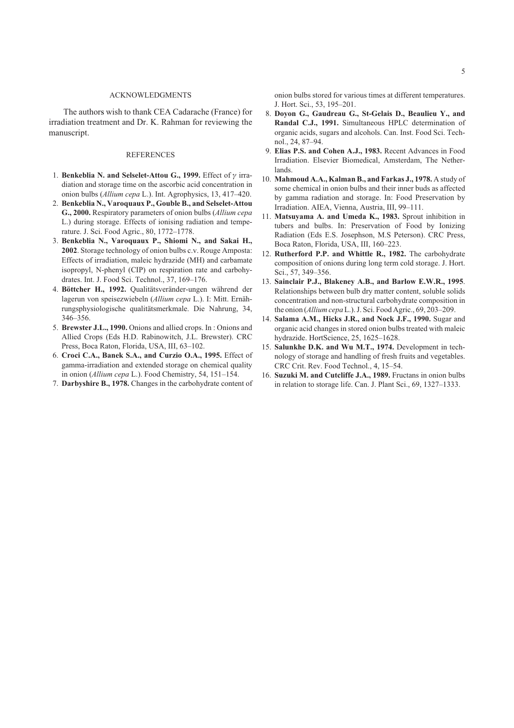## ACKNOWLEDGMENTS

The authors wish to thank CEA Cadarache (France) for irradiation treatment and Dr. K. Rahman for reviewing the manuscript.

## REFERENCES

1. **Benkeblia N. and Selselet-Attou G., 1999.** Effect of $\gamma$ irradiation and storage time on the ascorbic acid concentration in onion bulbs (*Allium cepa* L.). Int. Agrophysics, 13, 417–420.
2. **Benkeblia N., Varoquaux P., Gouble B., and Selselet-Attou G., 2000.** Respiratory parameters of onion bulbs (*Allium cepa* L.) during storage. Effects of ionising radiation and temperature. J. Sci. Food Agric., 80, 1772–1778.
3. **Benkeblia N., Varoquaux P., Shiomi N., and Sakai H., 2002**. Storage technology of onion bulbs c.v. Rouge Amposta: Effects of irradiation, maleic hydrazide (MH) and carbamate isopropyl, N-phenyl (CIP) on respiration rate and carbohydrates. Int. J. Food Sci. Technol., 37, 169–176.
4. **Böttcher H., 1992.** Qualitätsveränder-ungen während der lagerun von speisezwiebeln (*Allium cepa* L.). I: Mitt. Ernährungsphysiologische qualitätsmerkmale. Die Nahrung, 34, 346–356.
5. **Brewster J.L., 1990.** Onions and allied crops. In : Onions and Allied Crops (Eds H.D. Rabinowitch, J.L. Brewster). CRC Press, Boca Raton, Florida, USA, III, 63–102.
6. **Croci C.A., Banek S.A., and Curzio O.A., 1995.** Effect of gamma-irradiation and extended storage on chemical quality in onion (*Allium cepa* L.). Food Chemistry, 54, 151–154.
7. **Darbyshire B., 1978.** Changes in the carbohydrate content of onion bulbs stored for various times at different temperatures. J. Hort. Sci., 53, 195–201.
8. **Doyon G., Gaudreau G., St-Gelais D., Beaulieu Y., and Randal C.J., 1991.** Simultaneous HPLC determination of organic acids, sugars and alcohols. Can. Inst. Food Sci. Technol., 24, 87–94.
9. **Elias P.S. and Cohen A.J., 1983.** Recent Advances in Food Irradiation. Elsevier Biomedical, Amsterdam, The Netherlands.
10. **Mahmoud A.A., Kalman B., and Farkas J., 1978.** A study of some chemical in onion bulbs and their inner buds as affected by gamma radiation and storage. In: Food Preservation by Irradiation. AIEA, Vienna, Austria, III, 99–111.
11. **Matsuyama A. and Umeda K., 1983.** Sprout inhibition in tubers and bulbs. In: Preservation of Food by Ionizing Radiation (Eds E.S. Josephson, M.S Peterson). CRC Press, Boca Raton, Florida, USA, III, 160–223.
12. **Rutherford P.P. and Whittle R., 1982.** The carbohydrate composition of onions during long term cold storage. J. Hort. Sci., 57, 349–356.
13. **Sainclair P.J., Blakeney A.B., and Barlow E.W.R., 1995**. Relationships between bulb dry matter content, soluble solids concentration and non-structural carbohydrate composition in the onion (*Allium cepa* L.). J. Sci. Food Agric., 69, 203–209.
14. **Salama A.M., Hicks J.R., and Nock J.F., 1990.** Sugar and organic acid changes in stored onion bulbs treated with maleic hydrazide. HortScience, 25, 1625–1628.
15. **Salunkhe D.K. and Wu M.T., 1974.** Development in technology of storage and handling of fresh fruits and vegetables. CRC Crit. Rev. Food Technol., 4, 15–54.
16. **Suzuki M. and Cutcliffe J.A., 1989.** Fructans in onion bulbs in relation to storage life. Can. J. Plant Sci., 69, 1327–1333.